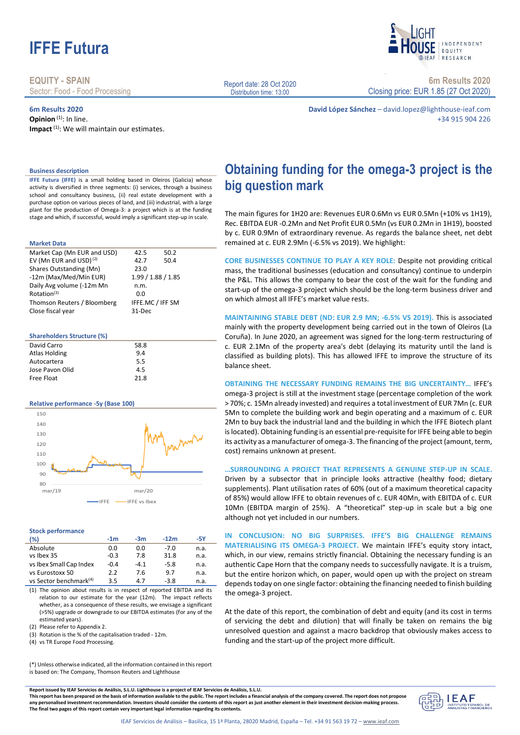# IFFE Futura

**EQUITY - SPAIN**
Sector: Food - Food Processing

Report date: 28 Oct 2020
Distribution time: 13:00

**6m Results 2020**
Closing price: EUR 1.85 (27 Oct 2020)

**6m Results 2020**

**Opinion** (1): In line.

**Impact** (1): We will maintain our estimates.

**David López Sánchez** – david.lopez@lighthouse-ieaf.com
+34 915 904 226

### Business description

**IFFE Futura (IFFE)** is a small holding based in Oleiros (Galicia) whose activity is diversified in three segments: (i) services, through a business school and consultancy business, (ii) real estate development with a purchase option on various pieces of land, and (iii) industrial, with a large plant for the production of Omega-3: a project which is at the funding stage and which, if successful, would imply a significant step-up in scale.

### Market Data

| | | |
|---|---|---|
| Market Cap (Mn EUR and USD) | 42.5 | 50.2 |
| EV (Mn EUR and USD) (2) | 42.7 | 50.4 |
| Shares Outstanding (Mn) | 23.0 | |
| -12m (Max/Med/Mín EUR) | 1.99 / 1.88 / 1.85 | |
| Daily Avg volume (-12m Mn | n.m. | |
| Rotation(3) | 0.0 | |
| Thomson Reuters / Bloomberg | IFFE.MC / IFF SM | |
| Close fiscal year | 31-Dec | |

### Shareholders Structure (%)

| | |
|---|---|
| David Carro | 58.8 |
| Atlas Holding | 9.4 |
| Autocartera | 5.5 |
| Jose Pavon Olid | 4.5 |
| Free Float | 21.8 |

### Relative performance -5y (Base 100)

### Stock performance

| (%) | -1m | -3m | -12m | -5Y |
|---|---|---|---|---|
| Absolute | 0.0 | 0.0 | -7.0 | n.a. |
| vs Ibex 35 | -0.3 | 7.8 | 31.8 | n.a. |
| vs Ibex Small Cap Index | -0.4 | -4.1 | -5.8 | n.a. |
| vs Eurostoxx 50 | 2.2 | 7.6 | 9.7 | n.a. |
| vs Sector benchmark(4) | 3.5 | 4.7 | -3.8 | n.a. |

(1) The opinion about results is in respect of reported EBITDA and its relation to our estimate for the year (12m). The impact reflects whether, as a consequence of these results, we envisage a significant (>5%) upgrade or downgrade to our EBITDA estimates (for any of the estimated years).

(2) Please refer to Appendix 2.

(3) Rotation is the % of the capitalisation traded - 12m.

(4) vs TR Europe Food Processing.

(*) Unless otherwise indicated, all the information contained in this report is based on: The Company, Thomson Reuters and Lighthouse

## Obtaining funding for the omega-3 project is the big question mark

The main figures for 1H20 are: Revenues EUR 0.6Mn vs EUR 0.5Mn (+10% vs 1H19), Rec. EBITDA EUR -0.2Mn and Net Profit EUR 0.5Mn (vs EUR 0.2Mn in 1H19), boosted by c. EUR 0.9Mn of extraordinary revenue. As regards the balance sheet, net debt remained at c. EUR 2.9Mn (-6.5% vs 2019). We highlight:

**CORE BUSINESSES CONTINUE TO PLAY A KEY ROLE:** Despite not providing critical mass, the traditional businesses (education and consultancy) continue to underpin the P&L. This allows the company to bear the cost of the wait for the funding and start-up of the omega-3 project which should be the long-term business driver and on which almost all IFFE's market value rests.

**MAINTAINING STABLE DEBT (ND: EUR 2.9 MN; -6.5% VS 2019).** This is associated mainly with the property development being carried out in the town of Oleiros (La Coruña). In June 2020, an agreement was signed for the long-term restructuring of c. EUR 2.1Mn of the property area's debt (delaying its maturity until the land is classified as building plots). This has allowed IFFE to improve the structure of its balance sheet.

**OBTAINING THE NECESSARY FUNDING REMAINS THE BIG UNCERTAINTY…** IFFE's omega-3 project is still at the investment stage (percentage completion of the work > 70%; c. 15Mn already invested) and requires a total investment of EUR 7Mn (c. EUR 5Mn to complete the building work and begin operating and a maximum of c. EUR 2Mn to buy back the industrial land and the building in which the IFFE Biotech plant is located). Obtaining funding is an essential pre-requisite for IFFE being able to begin its activity as a manufacturer of omega-3. The financing of the project (amount, term, cost) remains unknown at present.

**…SURROUNDING A PROJECT THAT REPRESENTS A GENUINE STEP-UP IN SCALE.** Driven by a subsector that in principle looks attractive (healthy food; dietary supplements). Plant utilisation rates of 60% (out of a maximum theoretical capacity of 85%) would allow IFFE to obtain revenues of c. EUR 40Mn, with EBITDA of c. EUR 10Mn (EBITDA margin of 25%). A "theoretical" step-up in scale but a big one although not yet included in our numbers.

**IN CONCLUSION: NO BIG SURPRISES. IFFE'S BIG CHALLENGE REMAINS MATERIALISING ITS OMEGA-3 PROJECT.** We maintain IFFE's equity story intact, which, in our view, remains strictly financial. Obtaining the necessary funding is an authentic Cape Horn that the company needs to successfully navigate. It is a truism, but the entire horizon which, on paper, would open up with the project on stream depends today on one single factor: obtaining the financing needed to finish building the omega-3 project.

At the date of this report, the combination of debt and equity (and its cost in terms of servicing the debt and dilution) that will finally be taken on remains the big unresolved question and against a macro backdrop that obviously makes access to funding and the start-up of the project more difficult.

**Report issued by IEAF Servicios de Análisis, S.L.U. Lighthouse is a project of IEAF Servicios de Análisis, S.L.U.**
**This report has been prepared on the basis of information available to the public. The report includes a financial analysis of the company covered. The report does not propose any personalised investment recommendation. Investors should consider the contents of this report as just another element in their investment decision-making process. The final two pages of this report contain very important legal information regarding its contents.**

IEAF Servicios de Análisis – Basílica, 15 1ª Planta, 28020 Madrid, España – Tel. +34 91 563 19 72 – www.ieaf.com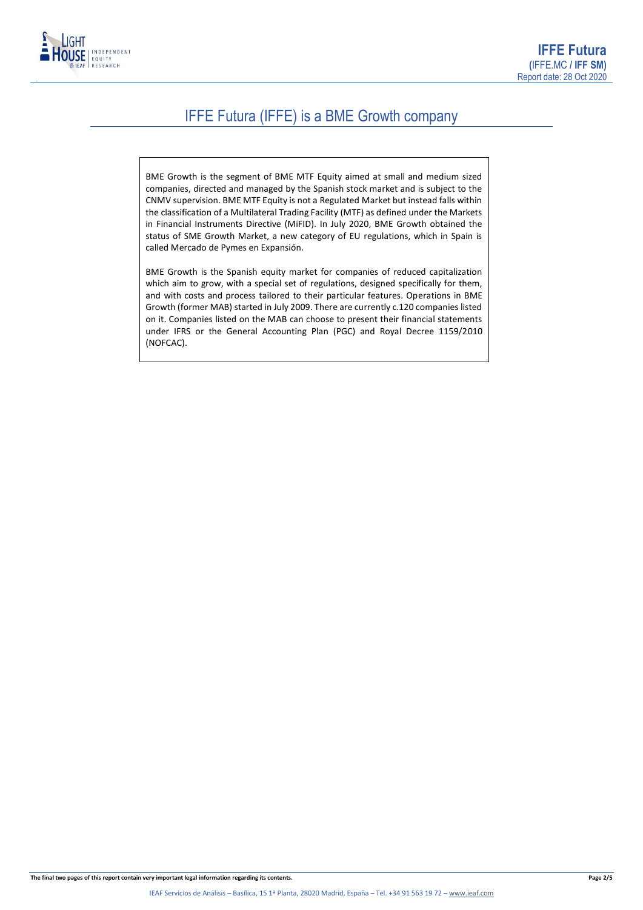# IFFE Futura (IFFE) is a BME Growth company

BME Growth is the segment of BME MTF Equity aimed at small and medium sized companies, directed and managed by the Spanish stock market and is subject to the CNMV supervision. BME MTF Equity is not a Regulated Market but instead falls within the classification of a Multilateral Trading Facility (MTF) as defined under the Markets in Financial Instruments Directive (MiFID). In July 2020, BME Growth obtained the status of SME Growth Market, a new category of EU regulations, which in Spain is called Mercado de Pymes en Expansión.

BME Growth is the Spanish equity market for companies of reduced capitalization which aim to grow, with a special set of regulations, designed specifically for them, and with costs and process tailored to their particular features. Operations in BME Growth (former MAB) started in July 2009. There are currently c.120 companies listed on it. Companies listed on the MAB can choose to present their financial statements under IFRS or the General Accounting Plan (PGC) and Royal Decree 1159/2010 (NOFCAC).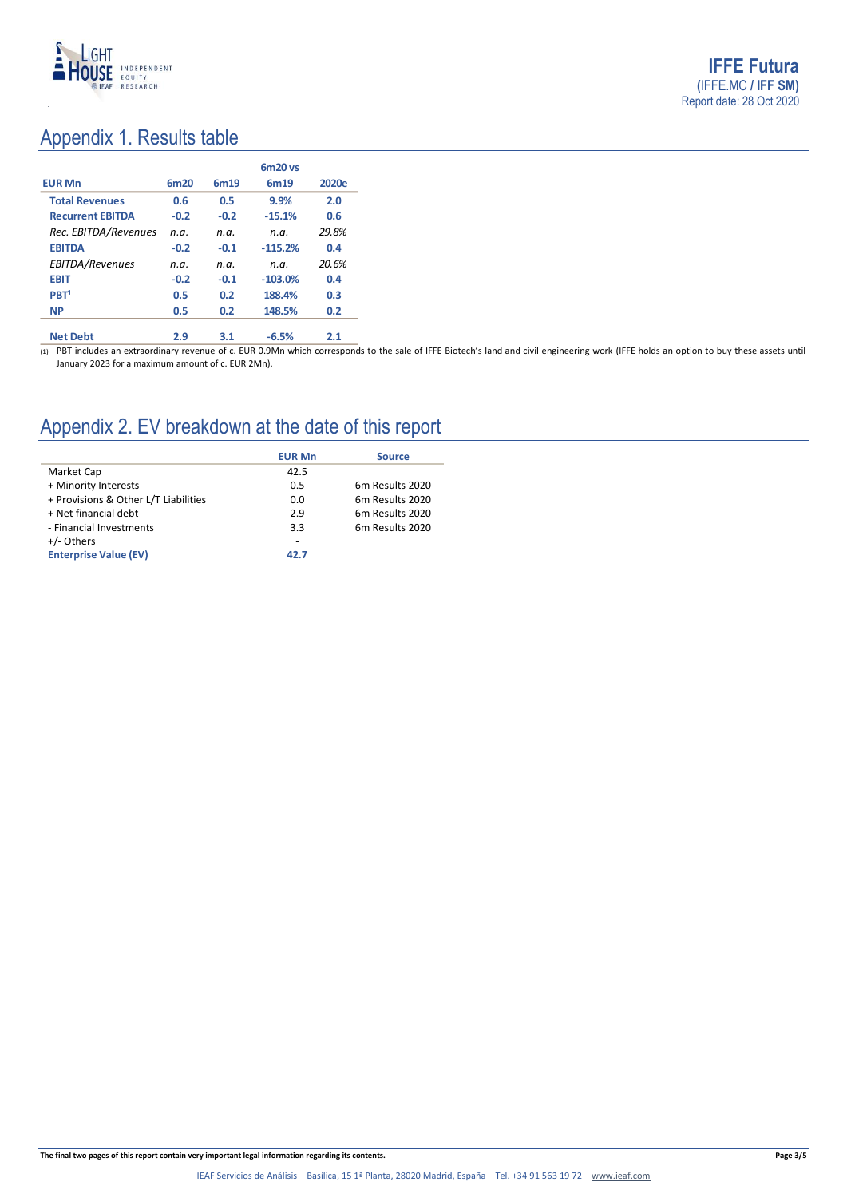# Appendix 1. Results table

| EUR Mn | 6m20 | 6m19 | 6m20 vs 6m19 | 2020e |
|---|---|---|---|---|
| **Total Revenues** | **0.6** | **0.5** | **9.9%** | **2.0** |
| **Recurrent EBITDA** | **-0.2** | **-0.2** | **-15.1%** | **0.6** |
| *Rec. EBITDA/Revenues* | *n.a.* | *n.a.* | *n.a.* | *29.8%* |
| **EBITDA** | **-0.2** | **-0.1** | **-115.2%** | **0.4** |
| *EBITDA/Revenues* | *n.a.* | *n.a.* | *n.a.* | *20.6%* |
| **EBIT** | **-0.2** | **-0.1** | **-103.0%** | **0.4** |
| **PBT[1]** | **0.5** | **0.2** | **188.4%** | **0.3** |
| **NP** | **0.5** | **0.2** | **148.5%** | **0.2** |
| | | | | |
| **Net Debt** | **2.9** | **3.1** | **-6.5%** | **2.1** |

(1) PBT includes an extraordinary revenue of c. EUR 0.9Mn which corresponds to the sale of IFFE Biotech's land and civil engineering work (IFFE holds an option to buy these assets until January 2023 for a maximum amount of c. EUR 2Mn).

# Appendix 2. EV breakdown at the date of this report

| | EUR Mn | Source |
|---|---|---|
| Market Cap | 42.5 | |
| + Minority Interests | 0.5 | 6m Results 2020 |
| + Provisions & Other L/T Liabilities | 0.0 | 6m Results 2020 |
| + Net financial debt | 2.9 | 6m Results 2020 |
| - Financial Investments | 3.3 | 6m Results 2020 |
| +/- Others | - | |
| **Enterprise Value (EV)** | **42.7** | |

**The final two pages of this report contain very important legal information regarding its contents.**

IEAF Servicios de Análisis – Basílica, 15 1ª Planta, 28020 Madrid, España – Tel. +34 91 563 19 72 – www.ieaf.com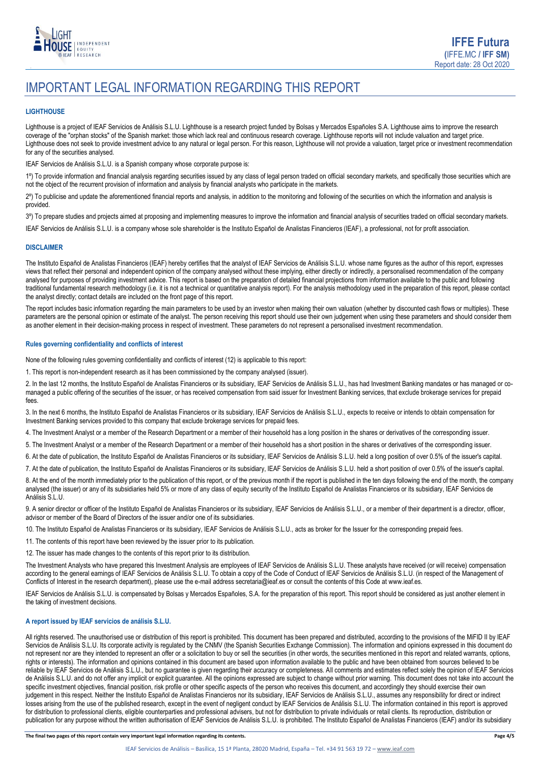# IMPORTANT LEGAL INFORMATION REGARDING THIS REPORT

### LIGHTHOUSE

Lighthouse is a project of IEAF Servicios de Análisis S.L.U. Lighthouse is a research project funded by Bolsas y Mercados Españoles S.A. Lighthouse aims to improve the research coverage of the "orphan stocks" of the Spanish market: those which lack real and continuous research coverage. Lighthouse reports will not include valuation and target price. Lighthouse does not seek to provide investment advice to any natural or legal person. For this reason, Lighthouse will not provide a valuation, target price or investment recommendation for any of the securities analysed.

IEAF Servicios de Análisis S.L.U. is a Spanish company whose corporate purpose is:

1º) To provide information and financial analysis regarding securities issued by any class of legal person traded on official secondary markets, and specifically those securities which are not the object of the recurrent provision of information and analysis by financial analysts who participate in the markets.

2º) To publicise and update the aforementioned financial reports and analysis, in addition to the monitoring and following of the securities on which the information and analysis is provided.

3º) To prepare studies and projects aimed at proposing and implementing measures to improve the information and financial analysis of securities traded on official secondary markets.

IEAF Servicios de Análisis S.L.U. is a company whose sole shareholder is the Instituto Español de Analistas Financieros (IEAF), a professional, not for profit association.

### DISCLAIMER

The Instituto Español de Analistas Financieros (IEAF) hereby certifies that the analyst of IEAF Servicios de Análisis S.L.U. whose name figures as the author of this report, expresses views that reflect their personal and independent opinion of the company analysed without these implying, either directly or indirectly, a personalised recommendation of the company analysed for purposes of providing investment advice. This report is based on the preparation of detailed financial projections from information available to the public and following traditional fundamental research methodology (i.e. it is not a technical or quantitative analysis report). For the analysis methodology used in the preparation of this report, please contact the analyst directly; contact details are included on the front page of this report.

The report includes basic information regarding the main parameters to be used by an investor when making their own valuation (whether by discounted cash flows or multiples). These parameters are the personal opinion or estimate of the analyst. The person receiving this report should use their own judgement when using these parameters and should consider them as another element in their decision-making process in respect of investment. These parameters do not represent a personalised investment recommendation.

### Rules governing confidentiality and conflicts of interest

None of the following rules governing confidentiality and conflicts of interest (12) is applicable to this report:

1. This report is non-independent research as it has been commissioned by the company analysed (issuer).

2. In the last 12 months, the Instituto Español de Analistas Financieros or its subsidiary, IEAF Servicios de Análisis S.L.U., has had Investment Banking mandates or has managed or co-managed a public offering of the securities of the issuer, or has received compensation from said issuer for Investment Banking services, that exclude brokerage services for prepaid fees.

3. In the next 6 months, the Instituto Español de Analistas Financieros or its subsidiary, IEAF Servicios de Análisis S.L.U., expects to receive or intends to obtain compensation for Investment Banking services provided to this company that exclude brokerage services for prepaid fees.

4. The Investment Analyst or a member of the Research Department or a member of their household has a long position in the shares or derivatives of the corresponding issuer.

5. The Investment Analyst or a member of the Research Department or a member of their household has a short position in the shares or derivatives of the corresponding issuer.

6. At the date of publication, the Instituto Español de Analistas Financieros or its subsidiary, IEAF Servicios de Análisis S.L.U. held a long position of over 0.5% of the issuer's capital.

7. At the date of publication, the Instituto Español de Analistas Financieros or its subsidiary, IEAF Servicios de Análisis S.L.U. held a short position of over 0.5% of the issuer's capital.

8. At the end of the month immediately prior to the publication of this report, or of the previous month if the report is published in the ten days following the end of the month, the company analysed (the issuer) or any of its subsidiaries held 5% or more of any class of equity security of the Instituto Español de Analistas Financieros or its subsidiary, IEAF Servicios de Análisis S.L.U.

9. A senior director or officer of the Instituto Español de Analistas Financieros or its subsidiary, IEAF Servicios de Análisis S.L.U., or a member of their department is a director, officer, advisor or member of the Board of Directors of the issuer and/or one of its subsidiaries.

10. The Instituto Español de Analistas Financieros or its subsidiary, IEAF Servicios de Análisis S.L.U., acts as broker for the Issuer for the corresponding prepaid fees.

11. The contents of this report have been reviewed by the issuer prior to its publication.

12. The issuer has made changes to the contents of this report prior to its distribution.

The Investment Analysts who have prepared this Investment Analysis are employees of IEAF Servicios de Análisis S.L.U. These analysts have received (or will receive) compensation according to the general earnings of IEAF Servicios de Análisis S.L.U. To obtain a copy of the Code of Conduct of IEAF Servicios de Análisis S.L.U. (in respect of the Management of Conflicts of Interest in the research department), please use the e-mail address secretaria@ieaf.es or consult the contents of this Code at www.ieaf.es.

IEAF Servicios de Análisis S.L.U. is compensated by Bolsas y Mercados Españoles, S.A. for the preparation of this report. This report should be considered as just another element in the taking of investment decisions.

### A report issued by IEAF servicios de análisis S.L.U.

All rights reserved. The unauthorised use or distribution of this report is prohibited. This document has been prepared and distributed, according to the provisions of the MiFID II by IEAF Servicios de Análisis S.L.U. Its corporate activity is regulated by the CNMV (the Spanish Securities Exchange Commission). The information and opinions expressed in this document do not represent nor are they intended to represent an offer or a solicitation to buy or sell the securities (in other words, the securities mentioned in this report and related warrants, options, rights or interests). The information and opinions contained in this document are based upon information available to the public and have been obtained from sources believed to be reliable by IEAF Servicios de Análisis S.L.U., but no guarantee is given regarding their accuracy or completeness. All comments and estimates reflect solely the opinion of IEAF Servicios de Análisis S.L.U. and do not offer any implicit or explicit guarantee. All the opinions expressed are subject to change without prior warning. This document does not take into account the specific investment objectives, financial position, risk profile or other specific aspects of the person who receives this document, and accordingly they should exercise their own judgement in this respect. Neither the Instituto Español de Analistas Financieros nor its subsidiary, IEAF Servicios de Análisis S.L.U., assumes any responsibility for direct or indirect losses arising from the use of the published research, except in the event of negligent conduct by IEAF Servicios de Análisis S.L.U. The information contained in this report is approved for distribution to professional clients, eligible counterparties and professional advisers, but not for distribution to private individuals or retail clients. Its reproduction, distribution or publication for any purpose without the written authorisation of IEAF Servicios de Análisis S.L.U. is prohibited. The Instituto Español de Analistas Financieros (IEAF) and/or its subsidiary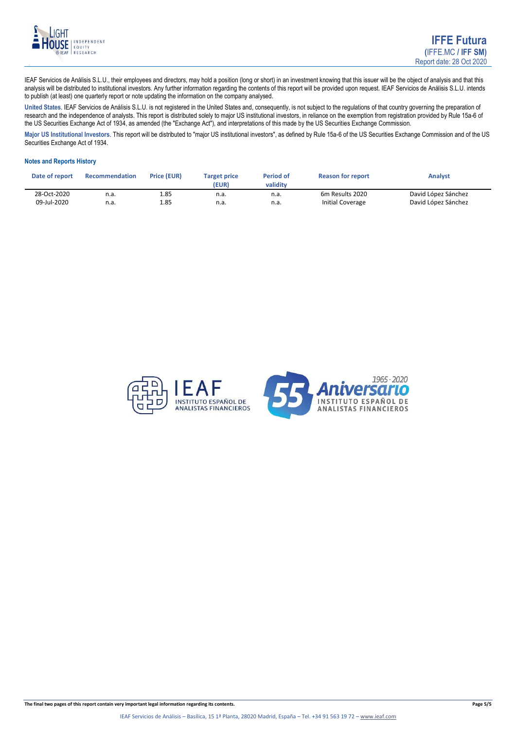IEAF Servicios de Análisis S.L.U., their employees and directors, may hold a position (long or short) in an investment knowing that this issuer will be the object of analysis and that this analysis will be distributed to institutional investors. Any further information regarding the contents of this report will be provided upon request. IEAF Servicios de Análisis S.L.U. intends to publish (at least) one quarterly report or note updating the information on the company analysed.

**United States.** IEAF Servicios de Análisis S.L.U. is not registered in the United States and, consequently, is not subject to the regulations of that country governing the preparation of research and the independence of analysts. This report is distributed solely to major US institutional investors, in reliance on the exemption from registration provided by Rule 15a-6 of the US Securities Exchange Act of 1934, as amended (the "Exchange Act"), and interpretations of this made by the US Securities Exchange Commission.

**Major US Institutional Investors.** This report will be distributed to "major US institutional investors", as defined by Rule 15a-6 of the US Securities Exchange Commission and of the US Securities Exchange Act of 1934.

**Notes and Reports History**

| Date of report | Recommendation | Price (EUR) | Target price (EUR) | Period of validity | Reason for report | Analyst |
|---|---|---|---|---|---|---|
| 28-Oct-2020 | n.a. | 1.85 | n.a. | n.a. | 6m Results 2020 | David López Sánchez |
| 09-Jul-2020 | n.a. | 1.85 | n.a. | n.a. | Initial Coverage | David López Sánchez |

IEAF INSTITUTO ESPAÑOL DE ANALISTAS FINANCIEROS

55 Aniversario 1965 - 2020 INSTITUTO ESPAÑOL DE ANALISTAS FINANCIEROS

The final two pages of this report contain very important legal information regarding its contents.

IEAF Servicios de Análisis – Basílica, 15 1ª Planta, 28020 Madrid, España – Tel. +34 91 563 19 72 – www.ieaf.com